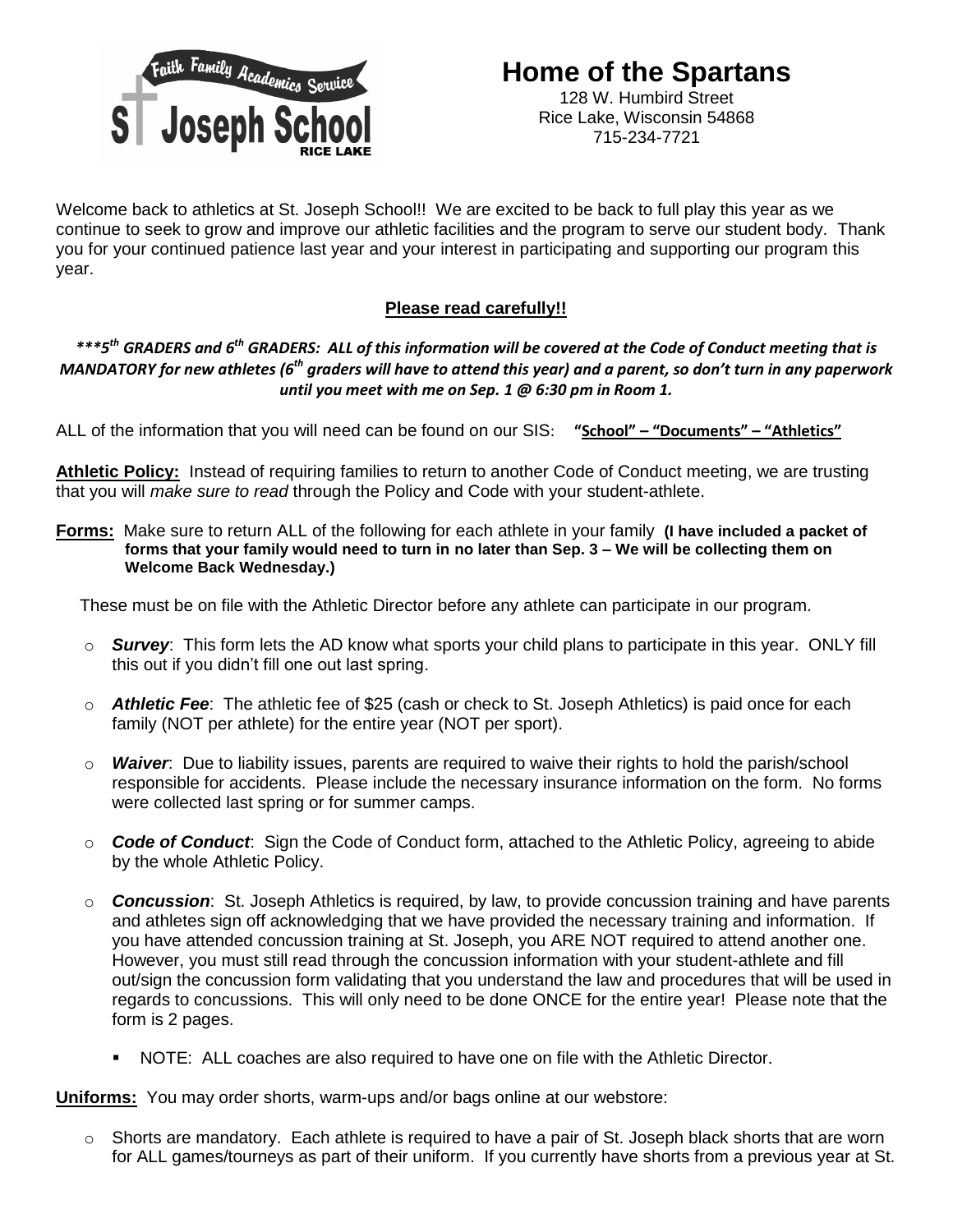Faith Family Academics Service

**St. Joseph School**
RICE LAKE

# Home of the Spartans

128 W. Humbird Street
Rice Lake, Wisconsin 54868
715-234-7721

Welcome back to athletics at St. Joseph School!! We are excited to be back to full play this year as we continue to seek to grow and improve our athletic facilities and the program to serve our student body. Thank you for your continued patience last year and your interest in participating and supporting our program this year.

**Please read carefully!!**

***\*\*\*5th GRADERS and 6th GRADERS: ALL of this information will be covered at the Code of Conduct meeting that is MANDATORY for new athletes (6th graders will have to attend this year) and a parent, so don't turn in any paperwork until you meet with me on Sep. 1 @ 6:30 pm in Room 1.***

ALL of the information that you will need can be found on our SIS: **"School" – "Documents" – "Athletics"**

**Athletic Policy:** Instead of requiring families to return to another Code of Conduct meeting, we are trusting that you will *make sure to read* through the Policy and Code with your student-athlete.

**Forms:** Make sure to return ALL of the following for each athlete in your family **(I have included a packet of forms that your family would need to turn in no later than Sep. 3 – We will be collecting them on Welcome Back Wednesday.)**

These must be on file with the Athletic Director before any athlete can participate in our program.

- ***Survey***: This form lets the AD know what sports your child plans to participate in this year. ONLY fill this out if you didn't fill one out last spring.
- ***Athletic Fee***: The athletic fee of $25 (cash or check to St. Joseph Athletics) is paid once for each family (NOT per athlete) for the entire year (NOT per sport).
- ***Waiver***: Due to liability issues, parents are required to waive their rights to hold the parish/school responsible for accidents. Please include the necessary insurance information on the form. No forms were collected last spring or for summer camps.
- ***Code of Conduct***: Sign the Code of Conduct form, attached to the Athletic Policy, agreeing to abide by the whole Athletic Policy.
- ***Concussion***: St. Joseph Athletics is required, by law, to provide concussion training and have parents and athletes sign off acknowledging that we have provided the necessary training and information. If you have attended concussion training at St. Joseph, you ARE NOT required to attend another one. However, you must still read through the concussion information with your student-athlete and fill out/sign the concussion form validating that you understand the law and procedures that will be used in regards to concussions. This will only need to be done ONCE for the entire year! Please note that the form is 2 pages.
  - NOTE: ALL coaches are also required to have one on file with the Athletic Director.

**Uniforms:** You may order shorts, warm-ups and/or bags online at our webstore:

- Shorts are mandatory. Each athlete is required to have a pair of St. Joseph black shorts that are worn for ALL games/tourneys as part of their uniform. If you currently have shorts from a previous year at St.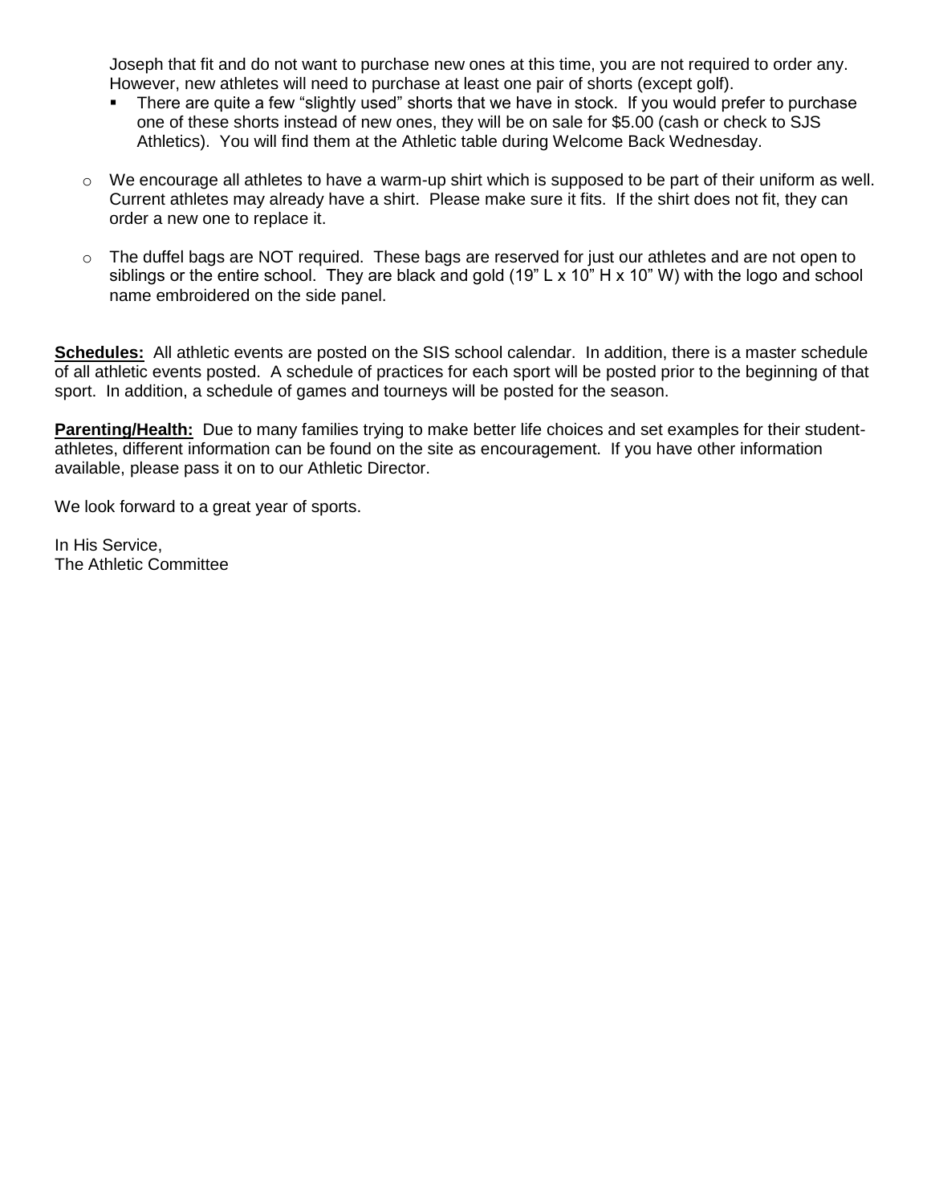Joseph that fit and do not want to purchase new ones at this time, you are not required to order any. However, new athletes will need to purchase at least one pair of shorts (except golf).

  - There are quite a few "slightly used" shorts that we have in stock. If you would prefer to purchase one of these shorts instead of new ones, they will be on sale for $5.00 (cash or check to SJS Athletics). You will find them at the Athletic table during Welcome Back Wednesday.

- We encourage all athletes to have a warm-up shirt which is supposed to be part of their uniform as well. Current athletes may already have a shirt. Please make sure it fits. If the shirt does not fit, they can order a new one to replace it.

- The duffel bags are NOT required. These bags are reserved for just our athletes and are not open to siblings or the entire school. They are black and gold (19" L x 10" H x 10" W) with the logo and school name embroidered on the side panel.

**Schedules:** All athletic events are posted on the SIS school calendar. In addition, there is a master schedule of all athletic events posted. A schedule of practices for each sport will be posted prior to the beginning of that sport. In addition, a schedule of games and tourneys will be posted for the season.

**Parenting/Health:** Due to many families trying to make better life choices and set examples for their student-athletes, different information can be found on the site as encouragement. If you have other information available, please pass it on to our Athletic Director.

We look forward to a great year of sports.

In His Service,
The Athletic Committee